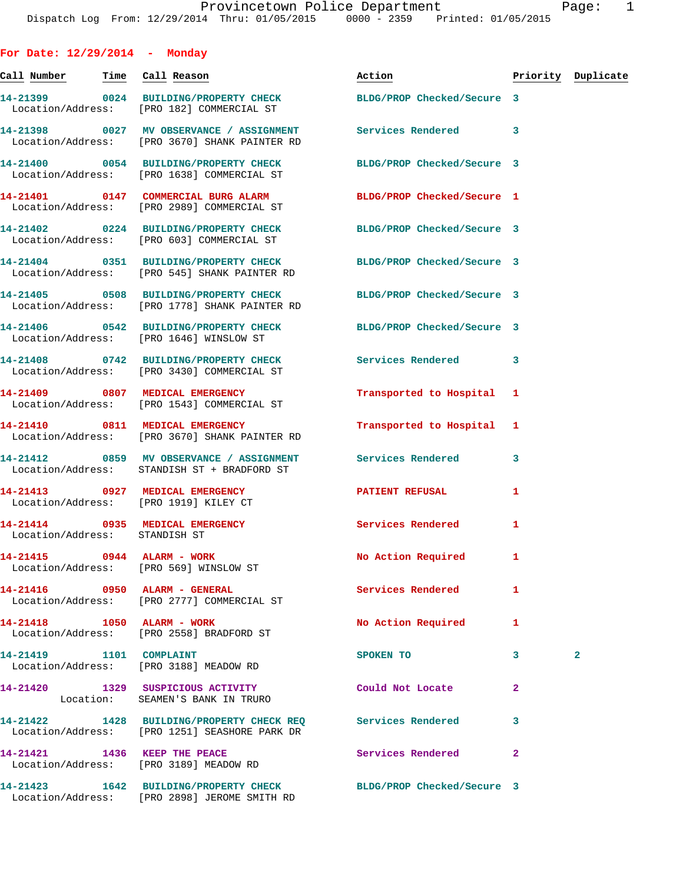Provincetown Police Department
Dispatch Log From: 12/29/2014 Thru: 01/05/2015 0000 - 2359 Printed: 01/05/2015

## For Date: 12/29/2014 - Monday

| Call Number | Time | Call Reason | Action | Priority | Duplicate |
|---|---|---|---|---|---|
| 14-21399 | 0024 | BUILDING/PROPERTY CHECK | BLDG/PROP Checked/Secure | 3 | |
| Location/Address: | | [PRO 182] COMMERCIAL ST | | | |
| 14-21398 | 0027 | MV OBSERVANCE / ASSIGNMENT | Services Rendered | 3 | |
| Location/Address: | | [PRO 3670] SHANK PAINTER RD | | | |
| 14-21400 | 0054 | BUILDING/PROPERTY CHECK | BLDG/PROP Checked/Secure | 3 | |
| Location/Address: | | [PRO 1638] COMMERCIAL ST | | | |
| 14-21401 | 0147 | COMMERCIAL BURG ALARM | BLDG/PROP Checked/Secure | 1 | |
| Location/Address: | | [PRO 2989] COMMERCIAL ST | | | |
| 14-21402 | 0224 | BUILDING/PROPERTY CHECK | BLDG/PROP Checked/Secure | 3 | |
| Location/Address: | | [PRO 603] COMMERCIAL ST | | | |
| 14-21404 | 0351 | BUILDING/PROPERTY CHECK | BLDG/PROP Checked/Secure | 3 | |
| Location/Address: | | [PRO 545] SHANK PAINTER RD | | | |
| 14-21405 | 0508 | BUILDING/PROPERTY CHECK | BLDG/PROP Checked/Secure | 3 | |
| Location/Address: | | [PRO 1778] SHANK PAINTER RD | | | |
| 14-21406 | 0542 | BUILDING/PROPERTY CHECK | BLDG/PROP Checked/Secure | 3 | |
| Location/Address: | | [PRO 1646] WINSLOW ST | | | |
| 14-21408 | 0742 | BUILDING/PROPERTY CHECK | Services Rendered | 3 | |
| Location/Address: | | [PRO 3430] COMMERCIAL ST | | | |
| 14-21409 | 0807 | MEDICAL EMERGENCY | Transported to Hospital | 1 | |
| Location/Address: | | [PRO 1543] COMMERCIAL ST | | | |
| 14-21410 | 0811 | MEDICAL EMERGENCY | Transported to Hospital | 1 | |
| Location/Address: | | [PRO 3670] SHANK PAINTER RD | | | |
| 14-21412 | 0859 | MV OBSERVANCE / ASSIGNMENT | Services Rendered | 3 | |
| Location/Address: | | STANDISH ST + BRADFORD ST | | | |
| 14-21413 | 0927 | MEDICAL EMERGENCY | PATIENT REFUSAL | 1 | |
| Location/Address: | | [PRO 1919] KILEY CT | | | |
| 14-21414 | 0935 | MEDICAL EMERGENCY | Services Rendered | 1 | |
| Location/Address: | | STANDISH ST | | | |
| 14-21415 | 0944 | ALARM - WORK | No Action Required | 1 | |
| Location/Address: | | [PRO 569] WINSLOW ST | | | |
| 14-21416 | 0950 | ALARM - GENERAL | Services Rendered | 1 | |
| Location/Address: | | [PRO 2777] COMMERCIAL ST | | | |
| 14-21418 | 1050 | ALARM - WORK | No Action Required | 1 | |
| Location/Address: | | [PRO 2558] BRADFORD ST | | | |
| 14-21419 | 1101 | COMPLAINT | SPOKEN TO | 3 | 2 |
| Location/Address: | | [PRO 3188] MEADOW RD | | | |
| 14-21420 | 1329 | SUSPICIOUS ACTIVITY | Could Not Locate | 2 | |
| Location: | | SEAMEN'S BANK IN TRURO | | | |
| 14-21422 | 1428 | BUILDING/PROPERTY CHECK REQ | Services Rendered | 3 | |
| Location/Address: | | [PRO 1251] SEASHORE PARK DR | | | |
| 14-21421 | 1436 | KEEP THE PEACE | Services Rendered | 2 | |
| Location/Address: | | [PRO 3189] MEADOW RD | | | |
| 14-21423 | 1642 | BUILDING/PROPERTY CHECK | BLDG/PROP Checked/Secure | 3 | |
| Location/Address: | | [PRO 2898] JEROME SMITH RD | | | |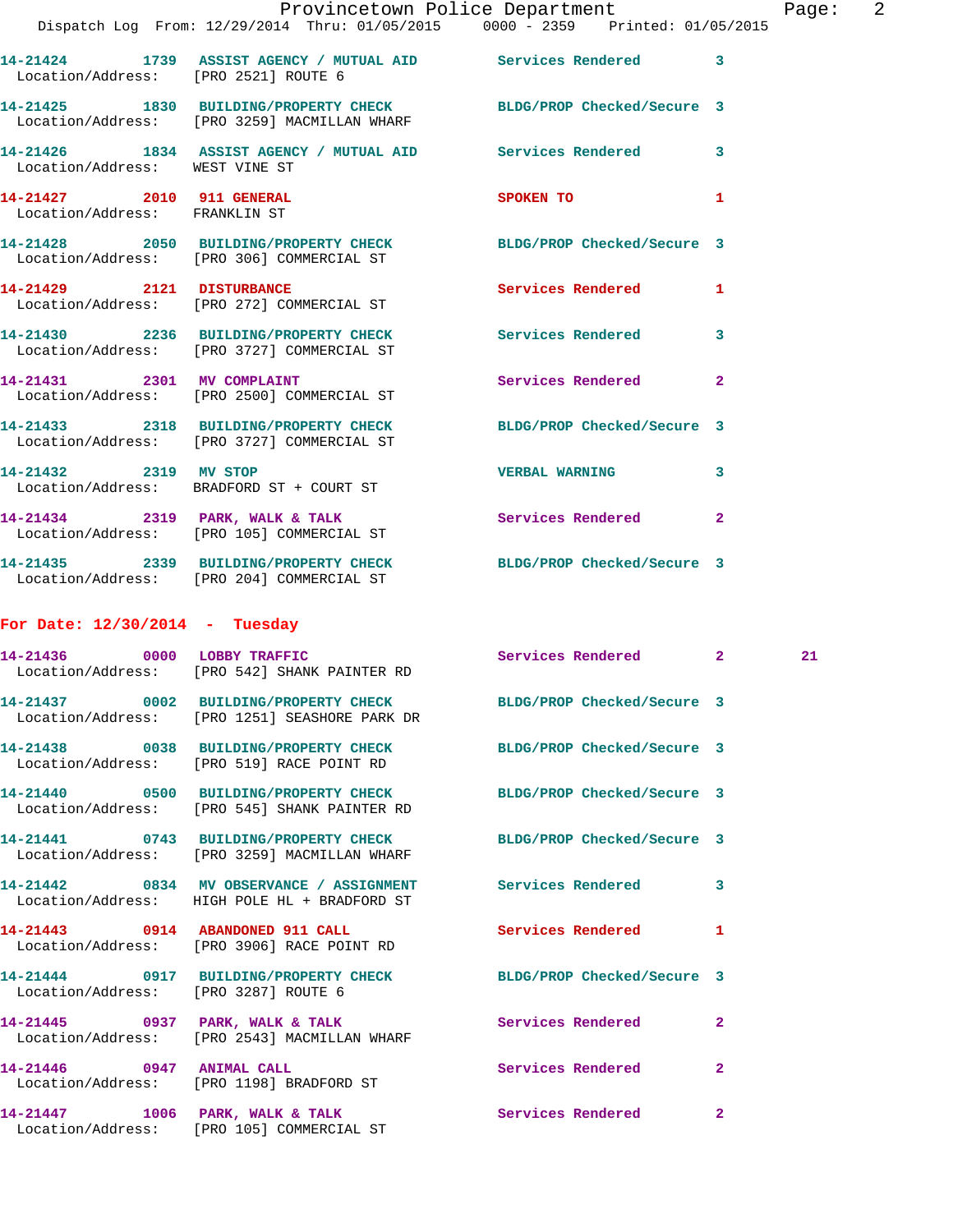14-21424 1739 ASSIST AGENCY / MUTUAL AID Services Rendered 3
Location/Address: [PRO 2521] ROUTE 6

14-21425 1830 BUILDING/PROPERTY CHECK BLDG/PROP Checked/Secure 3
Location/Address: [PRO 3259] MACMILLAN WHARF

14-21426 1834 ASSIST AGENCY / MUTUAL AID Services Rendered 3
Location/Address: WEST VINE ST

14-21427 2010 911 GENERAL SPOKEN TO 1
Location/Address: FRANKLIN ST

14-21428 2050 BUILDING/PROPERTY CHECK BLDG/PROP Checked/Secure 3
Location/Address: [PRO 306] COMMERCIAL ST

14-21429 2121 DISTURBANCE Services Rendered 1
Location/Address: [PRO 272] COMMERCIAL ST

14-21430 2236 BUILDING/PROPERTY CHECK Services Rendered 3
Location/Address: [PRO 3727] COMMERCIAL ST

14-21431 2301 MV COMPLAINT Services Rendered 2
Location/Address: [PRO 2500] COMMERCIAL ST

14-21433 2318 BUILDING/PROPERTY CHECK BLDG/PROP Checked/Secure 3
Location/Address: [PRO 3727] COMMERCIAL ST

14-21432 2319 MV STOP VERBAL WARNING 3
Location/Address: BRADFORD ST + COURT ST

14-21434 2319 PARK, WALK & TALK Services Rendered 2
Location/Address: [PRO 105] COMMERCIAL ST

14-21435 2339 BUILDING/PROPERTY CHECK BLDG/PROP Checked/Secure 3
Location/Address: [PRO 204] COMMERCIAL ST

**For Date: 12/30/2014 - Tuesday**

14-21436 0000 LOBBY TRAFFIC Services Rendered 2 21
Location/Address: [PRO 542] SHANK PAINTER RD

14-21437 0002 BUILDING/PROPERTY CHECK BLDG/PROP Checked/Secure 3
Location/Address: [PRO 1251] SEASHORE PARK DR

14-21438 0038 BUILDING/PROPERTY CHECK BLDG/PROP Checked/Secure 3
Location/Address: [PRO 519] RACE POINT RD

14-21440 0500 BUILDING/PROPERTY CHECK BLDG/PROP Checked/Secure 3
Location/Address: [PRO 545] SHANK PAINTER RD

14-21441 0743 BUILDING/PROPERTY CHECK BLDG/PROP Checked/Secure 3
Location/Address: [PRO 3259] MACMILLAN WHARF

14-21442 0834 MV OBSERVANCE / ASSIGNMENT Services Rendered 3
Location/Address: HIGH POLE HL + BRADFORD ST

14-21443 0914 ABANDONED 911 CALL Services Rendered 1
Location/Address: [PRO 3906] RACE POINT RD

14-21444 0917 BUILDING/PROPERTY CHECK BLDG/PROP Checked/Secure 3
Location/Address: [PRO 3287] ROUTE 6

14-21445 0937 PARK, WALK & TALK Services Rendered 2
Location/Address: [PRO 2543] MACMILLAN WHARF

14-21446 0947 ANIMAL CALL Services Rendered 2
Location/Address: [PRO 1198] BRADFORD ST

14-21447 1006 PARK, WALK & TALK Services Rendered 2
Location/Address: [PRO 105] COMMERCIAL ST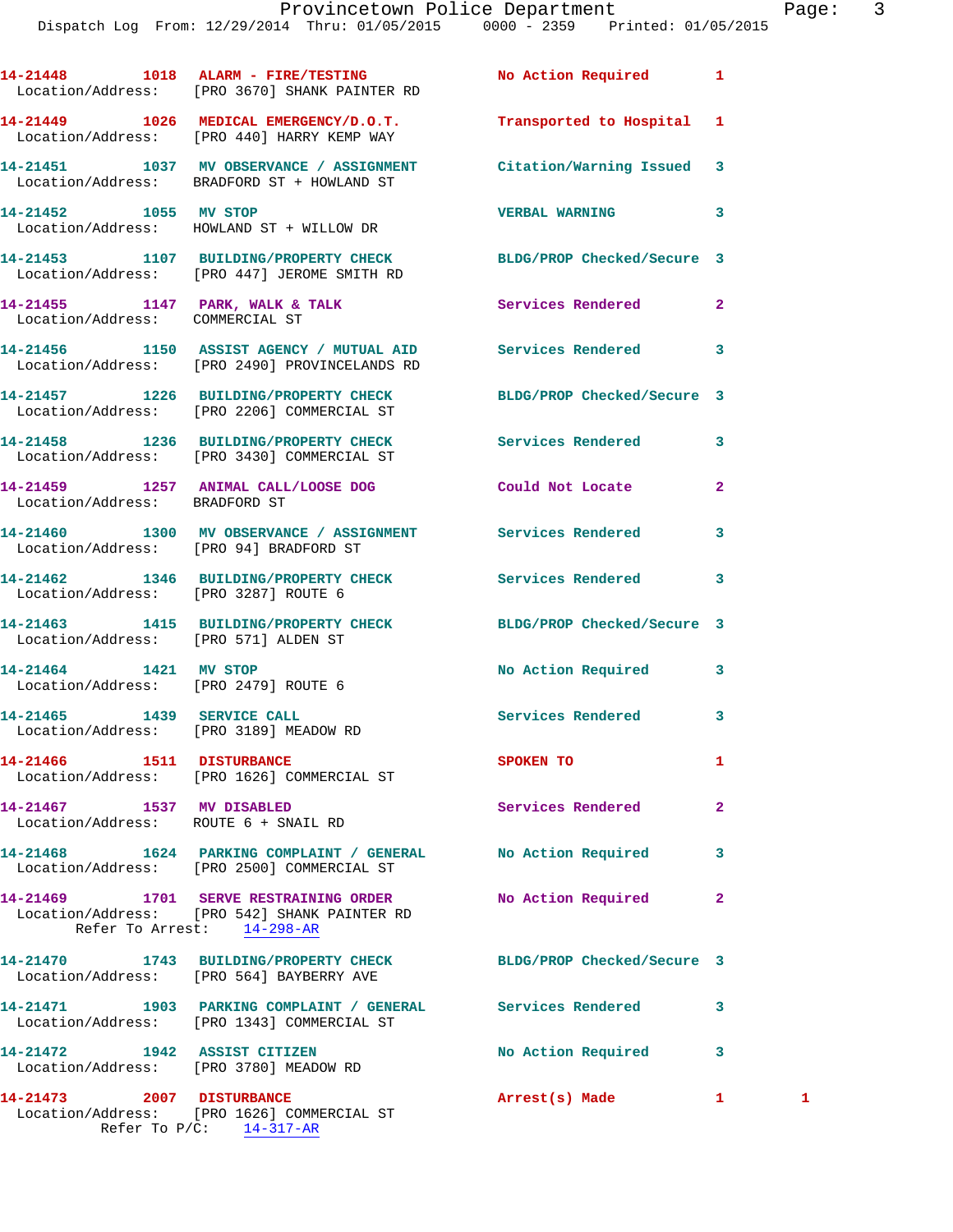14-21448 1018 ALARM - FIRE/TESTING No Action Required 1
Location/Address: [PRO 3670] SHANK PAINTER RD

14-21449 1026 MEDICAL EMERGENCY/D.O.T. Transported to Hospital 1
Location/Address: [PRO 440] HARRY KEMP WAY

14-21451 1037 MV OBSERVANCE / ASSIGNMENT Citation/Warning Issued 3
Location/Address: BRADFORD ST + HOWLAND ST

14-21452 1055 MV STOP VERBAL WARNING 3
Location/Address: HOWLAND ST + WILLOW DR

14-21453 1107 BUILDING/PROPERTY CHECK BLDG/PROP Checked/Secure 3
Location/Address: [PRO 447] JEROME SMITH RD

14-21455 1147 PARK, WALK & TALK Services Rendered 2
Location/Address: COMMERCIAL ST

14-21456 1150 ASSIST AGENCY / MUTUAL AID Services Rendered 3
Location/Address: [PRO 2490] PROVINCELANDS RD

14-21457 1226 BUILDING/PROPERTY CHECK BLDG/PROP Checked/Secure 3
Location/Address: [PRO 2206] COMMERCIAL ST

14-21458 1236 BUILDING/PROPERTY CHECK Services Rendered 3
Location/Address: [PRO 3430] COMMERCIAL ST

14-21459 1257 ANIMAL CALL/LOOSE DOG Could Not Locate 2
Location/Address: BRADFORD ST

14-21460 1300 MV OBSERVANCE / ASSIGNMENT Services Rendered 3
Location/Address: [PRO 94] BRADFORD ST

14-21462 1346 BUILDING/PROPERTY CHECK Services Rendered 3
Location/Address: [PRO 3287] ROUTE 6

14-21463 1415 BUILDING/PROPERTY CHECK BLDG/PROP Checked/Secure 3
Location/Address: [PRO 571] ALDEN ST

14-21464 1421 MV STOP No Action Required 3
Location/Address: [PRO 2479] ROUTE 6

14-21465 1439 SERVICE CALL Services Rendered 3
Location/Address: [PRO 3189] MEADOW RD

14-21466 1511 DISTURBANCE SPOKEN TO 1
Location/Address: [PRO 1626] COMMERCIAL ST

14-21467 1537 MV DISABLED Services Rendered 2
Location/Address: ROUTE 6 + SNAIL RD

14-21468 1624 PARKING COMPLAINT / GENERAL No Action Required 3
Location/Address: [PRO 2500] COMMERCIAL ST

14-21469 1701 SERVE RESTRAINING ORDER No Action Required 2
Location/Address: [PRO 542] SHANK PAINTER RD
Refer To Arrest: 14-298-AR

14-21470 1743 BUILDING/PROPERTY CHECK BLDG/PROP Checked/Secure 3
Location/Address: [PRO 564] BAYBERRY AVE

14-21471 1903 PARKING COMPLAINT / GENERAL Services Rendered 3
Location/Address: [PRO 1343] COMMERCIAL ST

14-21472 1942 ASSIST CITIZEN No Action Required 3
Location/Address: [PRO 3780] MEADOW RD

14-21473 2007 DISTURBANCE Arrest(s) Made 1 1
Location/Address: [PRO 1626] COMMERCIAL ST
Refer To P/C: 14-317-AR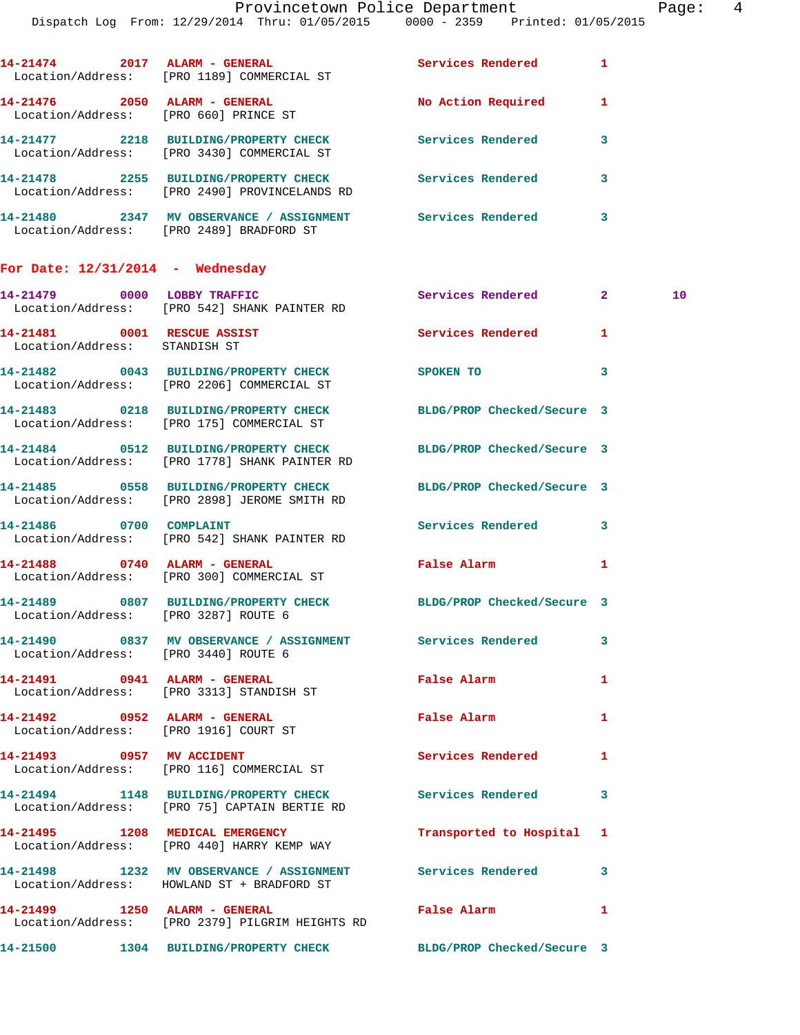14-21474 2017 ALARM - GENERAL Services Rendered 1
Location/Address: [PRO 1189] COMMERCIAL ST

14-21476 2050 ALARM - GENERAL No Action Required 1
Location/Address: [PRO 660] PRINCE ST

14-21477 2218 BUILDING/PROPERTY CHECK Services Rendered 3
Location/Address: [PRO 3430] COMMERCIAL ST

14-21478 2255 BUILDING/PROPERTY CHECK Services Rendered 3
Location/Address: [PRO 2490] PROVINCELANDS RD

14-21480 2347 MV OBSERVANCE / ASSIGNMENT Services Rendered 3
Location/Address: [PRO 2489] BRADFORD ST

## For Date: 12/31/2014 - Wednesday

14-21479 0000 LOBBY TRAFFIC Services Rendered 2 10
Location/Address: [PRO 542] SHANK PAINTER RD

14-21481 0001 RESCUE ASSIST Services Rendered 1
Location/Address: STANDISH ST

14-21482 0043 BUILDING/PROPERTY CHECK SPOKEN TO 3
Location/Address: [PRO 2206] COMMERCIAL ST

14-21483 0218 BUILDING/PROPERTY CHECK BLDG/PROP Checked/Secure 3
Location/Address: [PRO 175] COMMERCIAL ST

14-21484 0512 BUILDING/PROPERTY CHECK BLDG/PROP Checked/Secure 3
Location/Address: [PRO 1778] SHANK PAINTER RD

14-21485 0558 BUILDING/PROPERTY CHECK BLDG/PROP Checked/Secure 3
Location/Address: [PRO 2898] JEROME SMITH RD

14-21486 0700 COMPLAINT Services Rendered 3
Location/Address: [PRO 542] SHANK PAINTER RD

14-21488 0740 ALARM - GENERAL False Alarm 1
Location/Address: [PRO 300] COMMERCIAL ST

14-21489 0807 BUILDING/PROPERTY CHECK BLDG/PROP Checked/Secure 3
Location/Address: [PRO 3287] ROUTE 6

14-21490 0837 MV OBSERVANCE / ASSIGNMENT Services Rendered 3
Location/Address: [PRO 3440] ROUTE 6

14-21491 0941 ALARM - GENERAL False Alarm 1
Location/Address: [PRO 3313] STANDISH ST

14-21492 0952 ALARM - GENERAL False Alarm 1
Location/Address: [PRO 1916] COURT ST

14-21493 0957 MV ACCIDENT Services Rendered 1
Location/Address: [PRO 116] COMMERCIAL ST

14-21494 1148 BUILDING/PROPERTY CHECK Services Rendered 3
Location/Address: [PRO 75] CAPTAIN BERTIE RD

14-21495 1208 MEDICAL EMERGENCY Transported to Hospital 1
Location/Address: [PRO 440] HARRY KEMP WAY

14-21498 1232 MV OBSERVANCE / ASSIGNMENT Services Rendered 3
Location/Address: HOWLAND ST + BRADFORD ST

14-21499 1250 ALARM - GENERAL False Alarm 1
Location/Address: [PRO 2379] PILGRIM HEIGHTS RD

14-21500 1304 BUILDING/PROPERTY CHECK BLDG/PROP Checked/Secure 3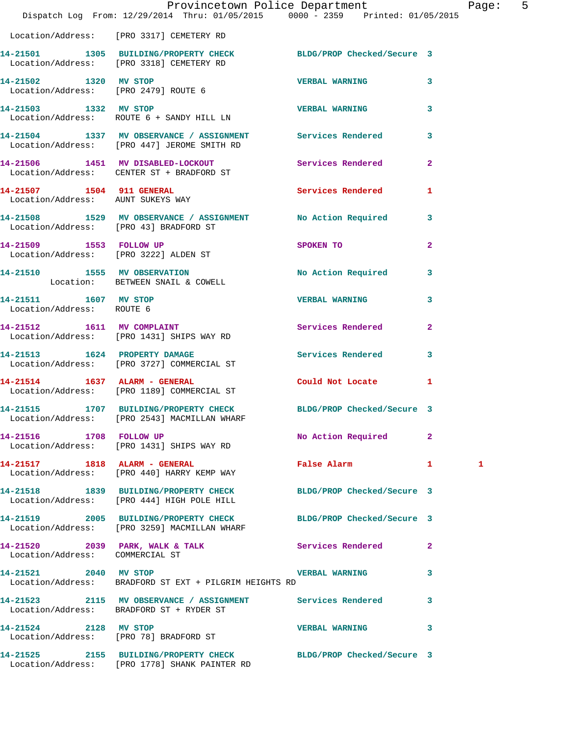Location/Address: [PRO 3317] CEMETERY RD

| Call # | Time | Call Reason | Action | Priority | |
|---|---|---|---|---|---|
| 14-21501 | 1305 | BUILDING/PROPERTY CHECK | BLDG/PROP Checked/Secure | 3 | |
| | | Location/Address: [PRO 3318] CEMETERY RD | | | |
| 14-21502 | 1320 | MV STOP | VERBAL WARNING | 3 | |
| | | Location/Address: [PRO 2479] ROUTE 6 | | | |
| 14-21503 | 1332 | MV STOP | VERBAL WARNING | 3 | |
| | | Location/Address: ROUTE 6 + SANDY HILL LN | | | |
| 14-21504 | 1337 | MV OBSERVANCE / ASSIGNMENT | Services Rendered | 3 | |
| | | Location/Address: [PRO 447] JEROME SMITH RD | | | |
| 14-21506 | 1451 | MV DISABLED-LOCKOUT | Services Rendered | 2 | |
| | | Location/Address: CENTER ST + BRADFORD ST | | | |
| 14-21507 | 1504 | 911 GENERAL | Services Rendered | 1 | |
| | | Location/Address: AUNT SUKEYS WAY | | | |
| 14-21508 | 1529 | MV OBSERVANCE / ASSIGNMENT | No Action Required | 3 | |
| | | Location/Address: [PRO 43] BRADFORD ST | | | |
| 14-21509 | 1553 | FOLLOW UP | SPOKEN TO | 2 | |
| | | Location/Address: [PRO 3222] ALDEN ST | | | |
| 14-21510 | 1555 | MV OBSERVATION | No Action Required | 3 | |
| | | Location: BETWEEN SNAIL & COWELL | | | |
| 14-21511 | 1607 | MV STOP | VERBAL WARNING | 3 | |
| | | Location/Address: ROUTE 6 | | | |
| 14-21512 | 1611 | MV COMPLAINT | Services Rendered | 2 | |
| | | Location/Address: [PRO 1431] SHIPS WAY RD | | | |
| 14-21513 | 1624 | PROPERTY DAMAGE | Services Rendered | 3 | |
| | | Location/Address: [PRO 3727] COMMERCIAL ST | | | |
| 14-21514 | 1637 | ALARM - GENERAL | Could Not Locate | 1 | |
| | | Location/Address: [PRO 1189] COMMERCIAL ST | | | |
| 14-21515 | 1707 | BUILDING/PROPERTY CHECK | BLDG/PROP Checked/Secure | 3 | |
| | | Location/Address: [PRO 2543] MACMILLAN WHARF | | | |
| 14-21516 | 1708 | FOLLOW UP | No Action Required | 2 | |
| | | Location/Address: [PRO 1431] SHIPS WAY RD | | | |
| 14-21517 | 1818 | ALARM - GENERAL | False Alarm | 1 | 1 |
| | | Location/Address: [PRO 440] HARRY KEMP WAY | | | |
| 14-21518 | 1839 | BUILDING/PROPERTY CHECK | BLDG/PROP Checked/Secure | 3 | |
| | | Location/Address: [PRO 444] HIGH POLE HILL | | | |
| 14-21519 | 2005 | BUILDING/PROPERTY CHECK | BLDG/PROP Checked/Secure | 3 | |
| | | Location/Address: [PRO 3259] MACMILLAN WHARF | | | |
| 14-21520 | 2039 | PARK, WALK & TALK | Services Rendered | 2 | |
| | | Location/Address: COMMERCIAL ST | | | |
| 14-21521 | 2040 | MV STOP | VERBAL WARNING | 3 | |
| | | Location/Address: BRADFORD ST EXT + PILGRIM HEIGHTS RD | | | |
| 14-21523 | 2115 | MV OBSERVANCE / ASSIGNMENT | Services Rendered | 3 | |
| | | Location/Address: BRADFORD ST + RYDER ST | | | |
| 14-21524 | 2128 | MV STOP | VERBAL WARNING | 3 | |
| | | Location/Address: [PRO 78] BRADFORD ST | | | |
| 14-21525 | 2155 | BUILDING/PROPERTY CHECK | BLDG/PROP Checked/Secure | 3 | |
| | | Location/Address: [PRO 1778] SHANK PAINTER RD | | | |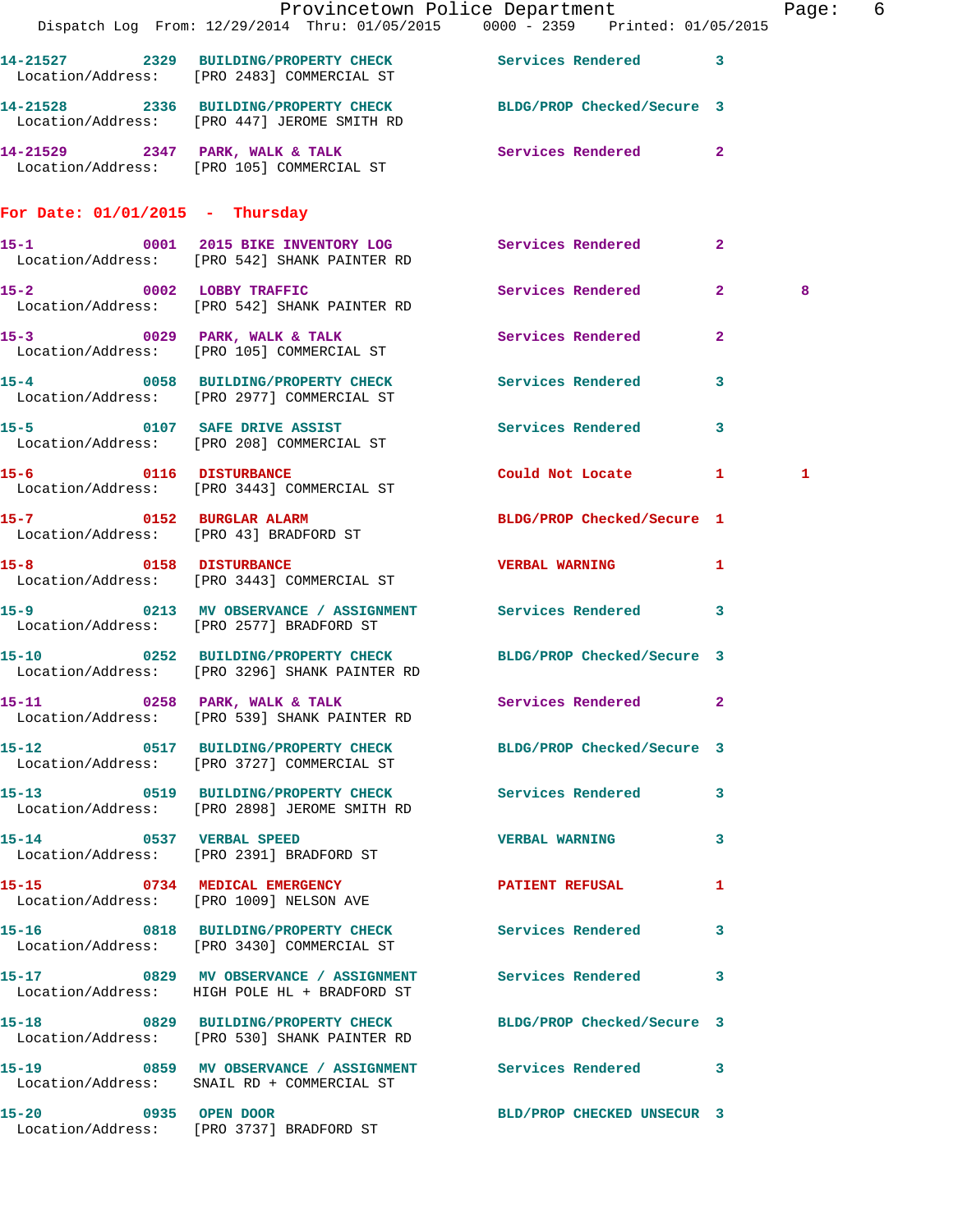14-21527 2329 **BUILDING/PROPERTY CHECK** Services Rendered 3
Location/Address: [PRO 2483] COMMERCIAL ST

14-21528 2336 **BUILDING/PROPERTY CHECK** BLDG/PROP Checked/Secure 3
Location/Address: [PRO 447] JEROME SMITH RD

14-21529 2347 **PARK, WALK & TALK** Services Rendered 2
Location/Address: [PRO 105] COMMERCIAL ST

## For Date: 01/01/2015 - Thursday

15-1 0001 **2015 BIKE INVENTORY LOG** Services Rendered 2
Location/Address: [PRO 542] SHANK PAINTER RD

15-2 0002 **LOBBY TRAFFIC** Services Rendered 2 8
Location/Address: [PRO 542] SHANK PAINTER RD

15-3 0029 **PARK, WALK & TALK** Services Rendered 2
Location/Address: [PRO 105] COMMERCIAL ST

15-4 0058 **BUILDING/PROPERTY CHECK** Services Rendered 3
Location/Address: [PRO 2977] COMMERCIAL ST

15-5 0107 **SAFE DRIVE ASSIST** Services Rendered 3
Location/Address: [PRO 208] COMMERCIAL ST

15-6 0116 **DISTURBANCE** Could Not Locate 1 1
Location/Address: [PRO 3443] COMMERCIAL ST

15-7 0152 **BURGLAR ALARM** BLDG/PROP Checked/Secure 1
Location/Address: [PRO 43] BRADFORD ST

15-8 0158 **DISTURBANCE** VERBAL WARNING 1
Location/Address: [PRO 3443] COMMERCIAL ST

15-9 0213 **MV OBSERVANCE / ASSIGNMENT** Services Rendered 3
Location/Address: [PRO 2577] BRADFORD ST

15-10 0252 **BUILDING/PROPERTY CHECK** BLDG/PROP Checked/Secure 3
Location/Address: [PRO 3296] SHANK PAINTER RD

15-11 0258 **PARK, WALK & TALK** Services Rendered 2
Location/Address: [PRO 539] SHANK PAINTER RD

15-12 0517 **BUILDING/PROPERTY CHECK** BLDG/PROP Checked/Secure 3
Location/Address: [PRO 3727] COMMERCIAL ST

15-13 0519 **BUILDING/PROPERTY CHECK** Services Rendered 3
Location/Address: [PRO 2898] JEROME SMITH RD

15-14 0537 **VERBAL SPEED** VERBAL WARNING 3
Location/Address: [PRO 2391] BRADFORD ST

15-15 0734 **MEDICAL EMERGENCY** PATIENT REFUSAL 1
Location/Address: [PRO 1009] NELSON AVE

15-16 0818 **BUILDING/PROPERTY CHECK** Services Rendered 3
Location/Address: [PRO 3430] COMMERCIAL ST

15-17 0829 **MV OBSERVANCE / ASSIGNMENT** Services Rendered 3
Location/Address: HIGH POLE HL + BRADFORD ST

15-18 0829 **BUILDING/PROPERTY CHECK** BLDG/PROP Checked/Secure 3
Location/Address: [PRO 530] SHANK PAINTER RD

15-19 0859 **MV OBSERVANCE / ASSIGNMENT** Services Rendered 3
Location/Address: SNAIL RD + COMMERCIAL ST

15-20 0935 **OPEN DOOR** BLD/PROP CHECKED UNSECUR 3
Location/Address: [PRO 3737] BRADFORD ST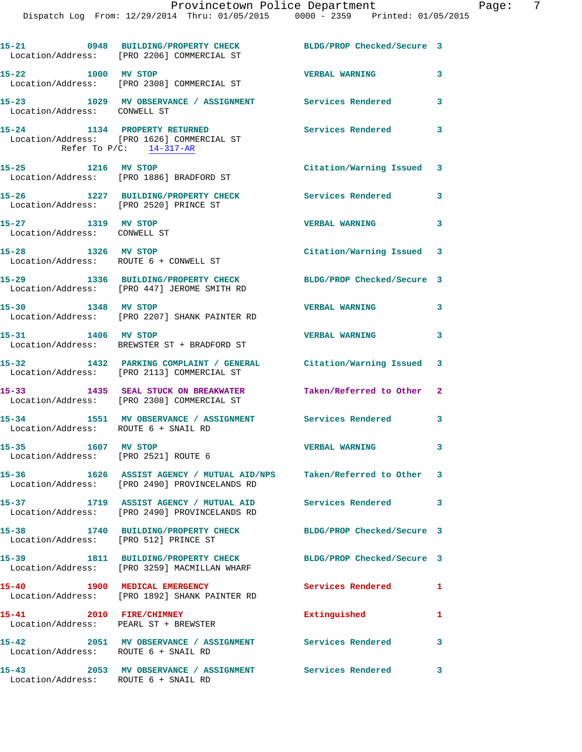15-21 0948 **BUILDING/PROPERTY CHECK** BLDG/PROP Checked/Secure 3
Location/Address: [PRO 2206] COMMERCIAL ST

15-22 1000 **MV STOP** VERBAL WARNING 3
Location/Address: [PRO 2308] COMMERCIAL ST

15-23 1029 **MV OBSERVANCE / ASSIGNMENT** Services Rendered 3
Location/Address: CONWELL ST

15-24 1134 **PROPERTY RETURNED** Services Rendered 3
Location/Address: [PRO 1626] COMMERCIAL ST
Refer To P/C: 14-317-AR

15-25 1216 **MV STOP** Citation/Warning Issued 3
Location/Address: [PRO 1886] BRADFORD ST

15-26 1227 **BUILDING/PROPERTY CHECK** Services Rendered 3
Location/Address: [PRO 2520] PRINCE ST

15-27 1319 **MV STOP** VERBAL WARNING 3
Location/Address: CONWELL ST

15-28 1326 **MV STOP** Citation/Warning Issued 3
Location/Address: ROUTE 6 + CONWELL ST

15-29 1336 **BUILDING/PROPERTY CHECK** BLDG/PROP Checked/Secure 3
Location/Address: [PRO 447] JEROME SMITH RD

15-30 1348 **MV STOP** VERBAL WARNING 3
Location/Address: [PRO 2207] SHANK PAINTER RD

15-31 1406 **MV STOP** VERBAL WARNING 3
Location/Address: BREWSTER ST + BRADFORD ST

15-32 1432 **PARKING COMPLAINT / GENERAL** Citation/Warning Issued 3
Location/Address: [PRO 2113] COMMERCIAL ST

15-33 1435 **SEAL STUCK ON BREAKWATER** Taken/Referred to Other 2
Location/Address: [PRO 2308] COMMERCIAL ST

15-34 1551 **MV OBSERVANCE / ASSIGNMENT** Services Rendered 3
Location/Address: ROUTE 6 + SNAIL RD

15-35 1607 **MV STOP** VERBAL WARNING 3
Location/Address: [PRO 2521] ROUTE 6

15-36 1626 **ASSIST AGENCY / MUTUAL AID/NPS** Taken/Referred to Other 3
Location/Address: [PRO 2490] PROVINCELANDS RD

15-37 1719 **ASSIST AGENCY / MUTUAL AID** Services Rendered 3
Location/Address: [PRO 2490] PROVINCELANDS RD

15-38 1740 **BUILDING/PROPERTY CHECK** BLDG/PROP Checked/Secure 3
Location/Address: [PRO 512] PRINCE ST

15-39 1811 **BUILDING/PROPERTY CHECK** BLDG/PROP Checked/Secure 3
Location/Address: [PRO 3259] MACMILLAN WHARF

15-40 1900 **MEDICAL EMERGENCY** Services Rendered 1
Location/Address: [PRO 1892] SHANK PAINTER RD

15-41 2010 **FIRE/CHIMNEY** Extinguished 1
Location/Address: PEARL ST + BREWSTER

15-42 2051 **MV OBSERVANCE / ASSIGNMENT** Services Rendered 3
Location/Address: ROUTE 6 + SNAIL RD

15-43 2053 **MV OBSERVANCE / ASSIGNMENT** Services Rendered 3
Location/Address: ROUTE 6 + SNAIL RD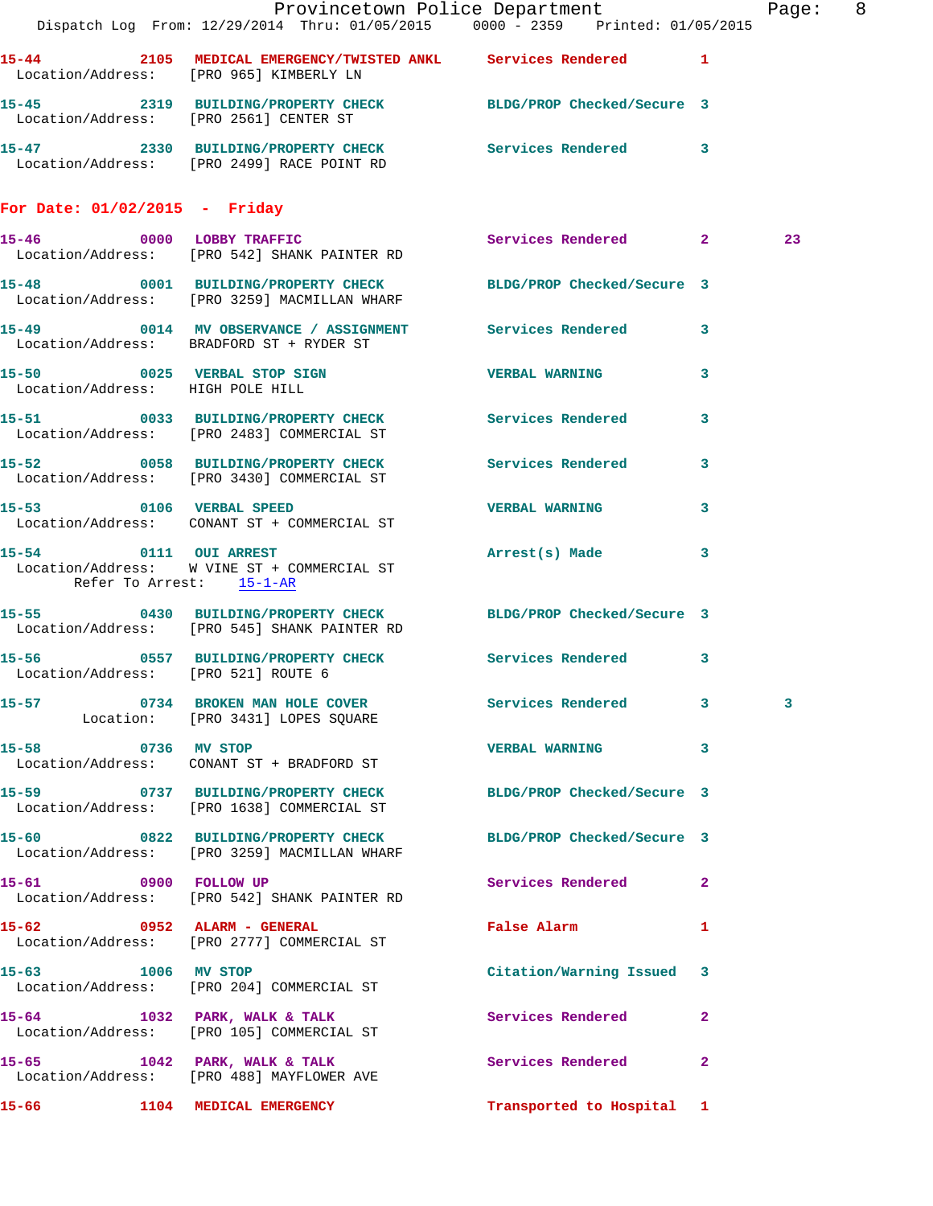15-44 2105 MEDICAL EMERGENCY/TWISTED ANKL Services Rendered 1
Location/Address: [PRO 965] KIMBERLY LN

15-45 2319 BUILDING/PROPERTY CHECK BLDG/PROP Checked/Secure 3
Location/Address: [PRO 2561] CENTER ST

15-47 2330 BUILDING/PROPERTY CHECK Services Rendered 3
Location/Address: [PRO 2499] RACE POINT RD

**For Date: 01/02/2015 - Friday**

15-46 0000 LOBBY TRAFFIC Services Rendered 2 23
Location/Address: [PRO 542] SHANK PAINTER RD

15-48 0001 BUILDING/PROPERTY CHECK BLDG/PROP Checked/Secure 3
Location/Address: [PRO 3259] MACMILLAN WHARF

15-49 0014 MV OBSERVANCE / ASSIGNMENT Services Rendered 3
Location/Address: BRADFORD ST + RYDER ST

15-50 0025 VERBAL STOP SIGN VERBAL WARNING 3
Location/Address: HIGH POLE HILL

15-51 0033 BUILDING/PROPERTY CHECK Services Rendered 3
Location/Address: [PRO 2483] COMMERCIAL ST

15-52 0058 BUILDING/PROPERTY CHECK Services Rendered 3
Location/Address: [PRO 3430] COMMERCIAL ST

15-53 0106 VERBAL SPEED VERBAL WARNING 3
Location/Address: CONANT ST + COMMERCIAL ST

15-54 0111 OUI ARREST Arrest(s) Made 3
Location/Address: W VINE ST + COMMERCIAL ST
Refer To Arrest: 15-1-AR

15-55 0430 BUILDING/PROPERTY CHECK BLDG/PROP Checked/Secure 3
Location/Address: [PRO 545] SHANK PAINTER RD

15-56 0557 BUILDING/PROPERTY CHECK Services Rendered 3
Location/Address: [PRO 521] ROUTE 6

15-57 0734 BROKEN MAN HOLE COVER Services Rendered 3 3
Location: [PRO 3431] LOPES SQUARE

15-58 0736 MV STOP VERBAL WARNING 3
Location/Address: CONANT ST + BRADFORD ST

15-59 0737 BUILDING/PROPERTY CHECK BLDG/PROP Checked/Secure 3
Location/Address: [PRO 1638] COMMERCIAL ST

15-60 0822 BUILDING/PROPERTY CHECK BLDG/PROP Checked/Secure 3
Location/Address: [PRO 3259] MACMILLAN WHARF

15-61 0900 FOLLOW UP Services Rendered 2
Location/Address: [PRO 542] SHANK PAINTER RD

15-62 0952 ALARM - GENERAL False Alarm 1
Location/Address: [PRO 2777] COMMERCIAL ST

15-63 1006 MV STOP Citation/Warning Issued 3
Location/Address: [PRO 204] COMMERCIAL ST

15-64 1032 PARK, WALK & TALK Services Rendered 2
Location/Address: [PRO 105] COMMERCIAL ST

15-65 1042 PARK, WALK & TALK Services Rendered 2
Location/Address: [PRO 488] MAYFLOWER AVE

15-66 1104 MEDICAL EMERGENCY Transported to Hospital 1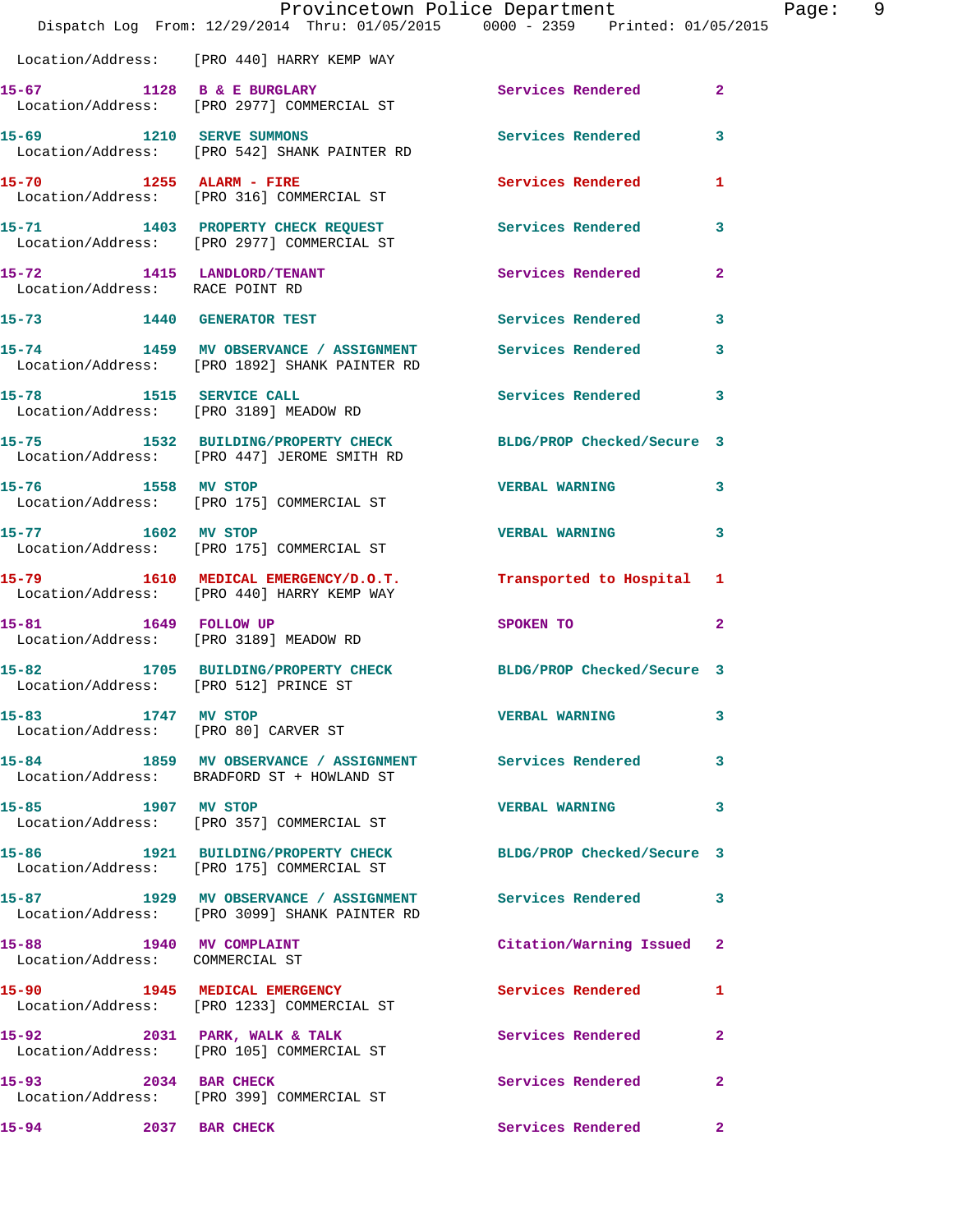Location/Address: [PRO 440] HARRY KEMP WAY

| Call # | Time | Call Reason | Action | Priority |
|---|---|---|---|---|
| 15-67 | 1128 | B & E BURGLARY | Services Rendered | 2 |
| | | Location/Address: [PRO 2977] COMMERCIAL ST | | |
| 15-69 | 1210 | SERVE SUMMONS | Services Rendered | 3 |
| | | Location/Address: [PRO 542] SHANK PAINTER RD | | |
| 15-70 | 1255 | ALARM - FIRE | Services Rendered | 1 |
| | | Location/Address: [PRO 316] COMMERCIAL ST | | |
| 15-71 | 1403 | PROPERTY CHECK REQUEST | Services Rendered | 3 |
| | | Location/Address: [PRO 2977] COMMERCIAL ST | | |
| 15-72 | 1415 | LANDLORD/TENANT | Services Rendered | 2 |
| | | Location/Address: RACE POINT RD | | |
| 15-73 | 1440 | GENERATOR TEST | Services Rendered | 3 |
| 15-74 | 1459 | MV OBSERVANCE / ASSIGNMENT | Services Rendered | 3 |
| | | Location/Address: [PRO 1892] SHANK PAINTER RD | | |
| 15-78 | 1515 | SERVICE CALL | Services Rendered | 3 |
| | | Location/Address: [PRO 3189] MEADOW RD | | |
| 15-75 | 1532 | BUILDING/PROPERTY CHECK | BLDG/PROP Checked/Secure | 3 |
| | | Location/Address: [PRO 447] JEROME SMITH RD | | |
| 15-76 | 1558 | MV STOP | VERBAL WARNING | 3 |
| | | Location/Address: [PRO 175] COMMERCIAL ST | | |
| 15-77 | 1602 | MV STOP | VERBAL WARNING | 3 |
| | | Location/Address: [PRO 175] COMMERCIAL ST | | |
| 15-79 | 1610 | MEDICAL EMERGENCY/D.O.T. | Transported to Hospital | 1 |
| | | Location/Address: [PRO 440] HARRY KEMP WAY | | |
| 15-81 | 1649 | FOLLOW UP | SPOKEN TO | 2 |
| | | Location/Address: [PRO 3189] MEADOW RD | | |
| 15-82 | 1705 | BUILDING/PROPERTY CHECK | BLDG/PROP Checked/Secure | 3 |
| | | Location/Address: [PRO 512] PRINCE ST | | |
| 15-83 | 1747 | MV STOP | VERBAL WARNING | 3 |
| | | Location/Address: [PRO 80] CARVER ST | | |
| 15-84 | 1859 | MV OBSERVANCE / ASSIGNMENT | Services Rendered | 3 |
| | | Location/Address: BRADFORD ST + HOWLAND ST | | |
| 15-85 | 1907 | MV STOP | VERBAL WARNING | 3 |
| | | Location/Address: [PRO 357] COMMERCIAL ST | | |
| 15-86 | 1921 | BUILDING/PROPERTY CHECK | BLDG/PROP Checked/Secure | 3 |
| | | Location/Address: [PRO 175] COMMERCIAL ST | | |
| 15-87 | 1929 | MV OBSERVANCE / ASSIGNMENT | Services Rendered | 3 |
| | | Location/Address: [PRO 3099] SHANK PAINTER RD | | |
| 15-88 | 1940 | MV COMPLAINT | Citation/Warning Issued | 2 |
| | | Location/Address: COMMERCIAL ST | | |
| 15-90 | 1945 | MEDICAL EMERGENCY | Services Rendered | 1 |
| | | Location/Address: [PRO 1233] COMMERCIAL ST | | |
| 15-92 | 2031 | PARK, WALK & TALK | Services Rendered | 2 |
| | | Location/Address: [PRO 105] COMMERCIAL ST | | |
| 15-93 | 2034 | BAR CHECK | Services Rendered | 2 |
| | | Location/Address: [PRO 399] COMMERCIAL ST | | |
| 15-94 | 2037 | BAR CHECK | Services Rendered | 2 |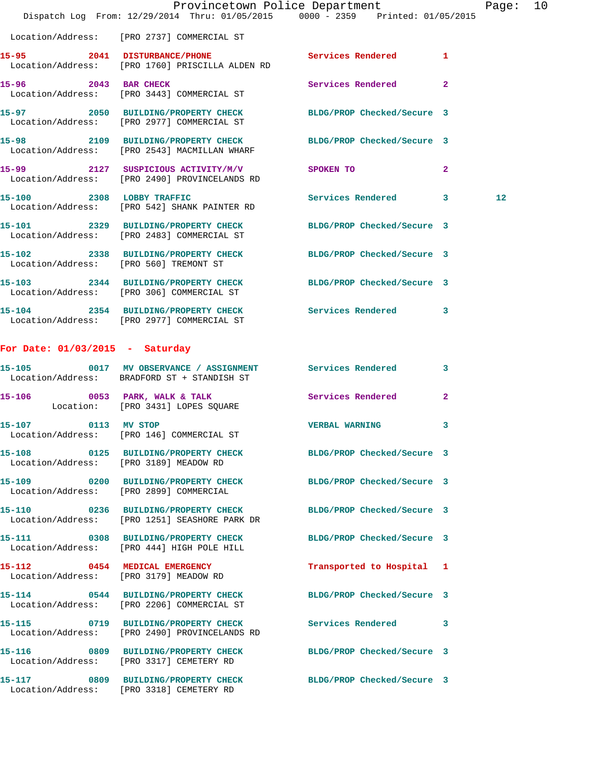Location/Address: [PRO 2737] COMMERCIAL ST

15-95 2041 DISTURBANCE/PHONE Services Rendered 1
Location/Address: [PRO 1760] PRISCILLA ALDEN RD

15-96 2043 BAR CHECK Services Rendered 2
Location/Address: [PRO 3443] COMMERCIAL ST

15-97 2050 BUILDING/PROPERTY CHECK BLDG/PROP Checked/Secure 3
Location/Address: [PRO 2977] COMMERCIAL ST

15-98 2109 BUILDING/PROPERTY CHECK BLDG/PROP Checked/Secure 3
Location/Address: [PRO 2543] MACMILLAN WHARF

15-99 2127 SUSPICIOUS ACTIVITY/M/V SPOKEN TO 2
Location/Address: [PRO 2490] PROVINCELANDS RD

15-100 2308 LOBBY TRAFFIC Services Rendered 3 12
Location/Address: [PRO 542] SHANK PAINTER RD

15-101 2329 BUILDING/PROPERTY CHECK BLDG/PROP Checked/Secure 3
Location/Address: [PRO 2483] COMMERCIAL ST

15-102 2338 BUILDING/PROPERTY CHECK BLDG/PROP Checked/Secure 3
Location/Address: [PRO 560] TREMONT ST

15-103 2344 BUILDING/PROPERTY CHECK BLDG/PROP Checked/Secure 3
Location/Address: [PRO 306] COMMERCIAL ST

15-104 2354 BUILDING/PROPERTY CHECK Services Rendered 3
Location/Address: [PRO 2977] COMMERCIAL ST

**For Date: 01/03/2015 - Saturday**

15-105 0017 MV OBSERVANCE / ASSIGNMENT Services Rendered 3
Location/Address: BRADFORD ST + STANDISH ST

15-106 0053 PARK, WALK & TALK Services Rendered 2
Location: [PRO 3431] LOPES SQUARE

15-107 0113 MV STOP VERBAL WARNING 3
Location/Address: [PRO 146] COMMERCIAL ST

15-108 0125 BUILDING/PROPERTY CHECK BLDG/PROP Checked/Secure 3
Location/Address: [PRO 3189] MEADOW RD

15-109 0200 BUILDING/PROPERTY CHECK BLDG/PROP Checked/Secure 3
Location/Address: [PRO 2899] COMMERCIAL

15-110 0236 BUILDING/PROPERTY CHECK BLDG/PROP Checked/Secure 3
Location/Address: [PRO 1251] SEASHORE PARK DR

15-111 0308 BUILDING/PROPERTY CHECK BLDG/PROP Checked/Secure 3
Location/Address: [PRO 444] HIGH POLE HILL

15-112 0454 MEDICAL EMERGENCY Transported to Hospital 1
Location/Address: [PRO 3179] MEADOW RD

15-114 0544 BUILDING/PROPERTY CHECK BLDG/PROP Checked/Secure 3
Location/Address: [PRO 2206] COMMERCIAL ST

15-115 0719 BUILDING/PROPERTY CHECK Services Rendered 3
Location/Address: [PRO 2490] PROVINCELANDS RD

15-116 0809 BUILDING/PROPERTY CHECK BLDG/PROP Checked/Secure 3
Location/Address: [PRO 3317] CEMETERY RD

15-117 0809 BUILDING/PROPERTY CHECK BLDG/PROP Checked/Secure 3
Location/Address: [PRO 3318] CEMETERY RD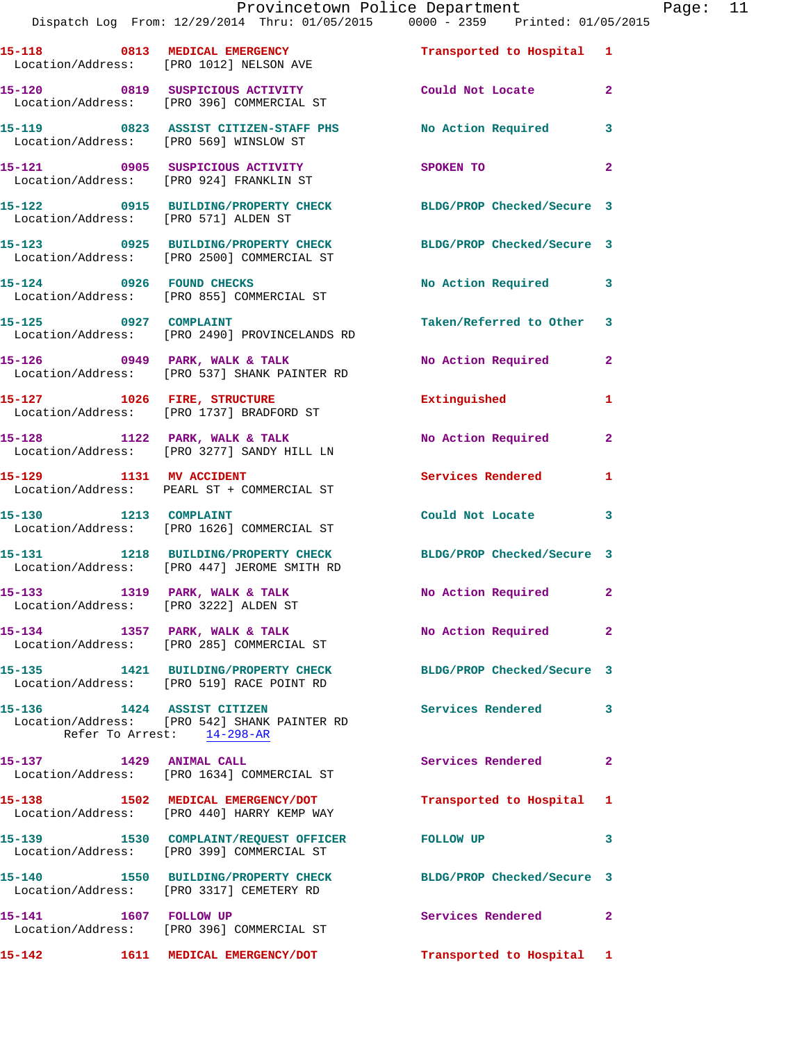15-118 0813 MEDICAL EMERGENCY Transported to Hospital 1
Location/Address: [PRO 1012] NELSON AVE

15-120 0819 SUSPICIOUS ACTIVITY Could Not Locate 2
Location/Address: [PRO 396] COMMERCIAL ST

15-119 0823 ASSIST CITIZEN-STAFF PHS No Action Required 3
Location/Address: [PRO 569] WINSLOW ST

15-121 0905 SUSPICIOUS ACTIVITY SPOKEN TO 2
Location/Address: [PRO 924] FRANKLIN ST

15-122 0915 BUILDING/PROPERTY CHECK BLDG/PROP Checked/Secure 3
Location/Address: [PRO 571] ALDEN ST

15-123 0925 BUILDING/PROPERTY CHECK BLDG/PROP Checked/Secure 3
Location/Address: [PRO 2500] COMMERCIAL ST

15-124 0926 FOUND CHECKS No Action Required 3
Location/Address: [PRO 855] COMMERCIAL ST

15-125 0927 COMPLAINT Taken/Referred to Other 3
Location/Address: [PRO 2490] PROVINCELANDS RD

15-126 0949 PARK, WALK & TALK No Action Required 2
Location/Address: [PRO 537] SHANK PAINTER RD

15-127 1026 FIRE, STRUCTURE Extinguished 1
Location/Address: [PRO 1737] BRADFORD ST

15-128 1122 PARK, WALK & TALK No Action Required 2
Location/Address: [PRO 3277] SANDY HILL LN

15-129 1131 MV ACCIDENT Services Rendered 1
Location/Address: PEARL ST + COMMERCIAL ST

15-130 1213 COMPLAINT Could Not Locate 3
Location/Address: [PRO 1626] COMMERCIAL ST

15-131 1218 BUILDING/PROPERTY CHECK BLDG/PROP Checked/Secure 3
Location/Address: [PRO 447] JEROME SMITH RD

15-133 1319 PARK, WALK & TALK No Action Required 2
Location/Address: [PRO 3222] ALDEN ST

15-134 1357 PARK, WALK & TALK No Action Required 2
Location/Address: [PRO 285] COMMERCIAL ST

15-135 1421 BUILDING/PROPERTY CHECK BLDG/PROP Checked/Secure 3
Location/Address: [PRO 519] RACE POINT RD

15-136 1424 ASSIST CITIZEN Services Rendered 3
Location/Address: [PRO 542] SHANK PAINTER RD
Refer To Arrest: 14-298-AR

15-137 1429 ANIMAL CALL Services Rendered 2
Location/Address: [PRO 1634] COMMERCIAL ST

15-138 1502 MEDICAL EMERGENCY/DOT Transported to Hospital 1
Location/Address: [PRO 440] HARRY KEMP WAY

15-139 1530 COMPLAINT/REQUEST OFFICER FOLLOW UP 3
Location/Address: [PRO 399] COMMERCIAL ST

15-140 1550 BUILDING/PROPERTY CHECK BLDG/PROP Checked/Secure 3
Location/Address: [PRO 3317] CEMETERY RD

15-141 1607 FOLLOW UP Services Rendered 2
Location/Address: [PRO 396] COMMERCIAL ST

15-142 1611 MEDICAL EMERGENCY/DOT Transported to Hospital 1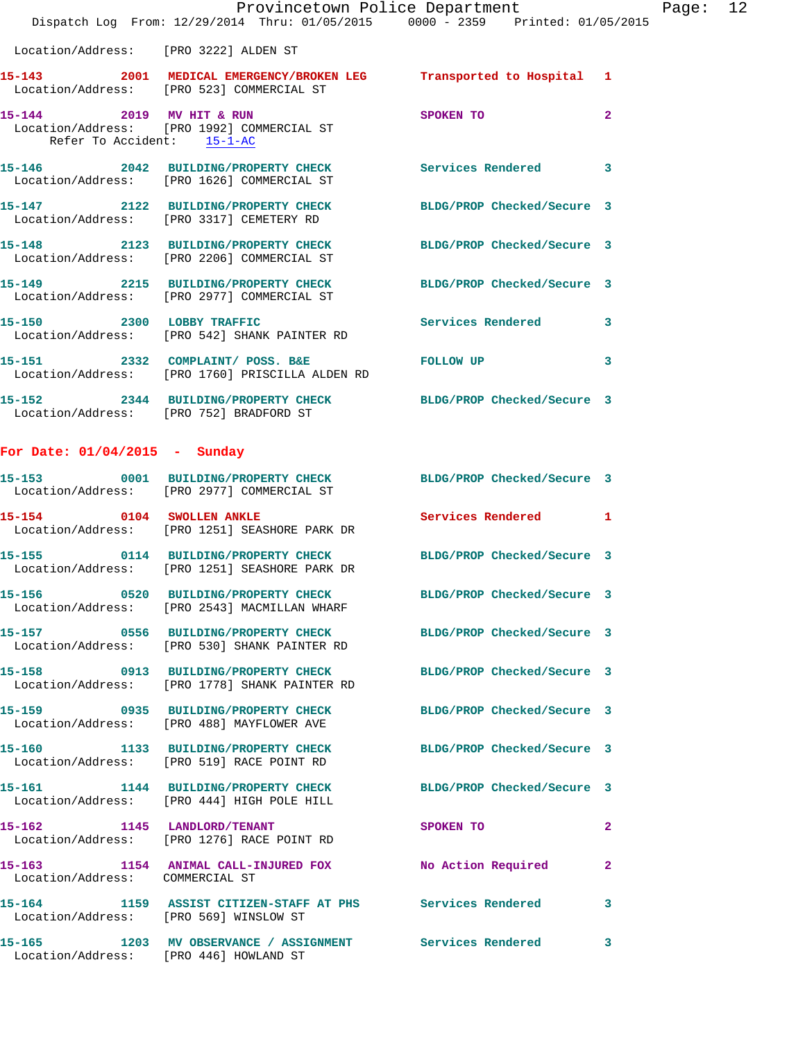Location/Address: [PRO 3222] ALDEN ST

**15-143** 2001 **MEDICAL EMERGENCY/BROKEN LEG** Transported to Hospital 1
Location/Address: [PRO 523] COMMERCIAL ST

**15-144** 2019 **MV HIT & RUN** SPOKEN TO 2
Location/Address: [PRO 1992] COMMERCIAL ST
Refer To Accident: 15-1-AC

**15-146** 2042 **BUILDING/PROPERTY CHECK** Services Rendered 3
Location/Address: [PRO 1626] COMMERCIAL ST

**15-147** 2122 **BUILDING/PROPERTY CHECK** BLDG/PROP Checked/Secure 3
Location/Address: [PRO 3317] CEMETERY RD

**15-148** 2123 **BUILDING/PROPERTY CHECK** BLDG/PROP Checked/Secure 3
Location/Address: [PRO 2206] COMMERCIAL ST

**15-149** 2215 **BUILDING/PROPERTY CHECK** BLDG/PROP Checked/Secure 3
Location/Address: [PRO 2977] COMMERCIAL ST

**15-150** 2300 **LOBBY TRAFFIC** Services Rendered 3
Location/Address: [PRO 542] SHANK PAINTER RD

**15-151** 2332 **COMPLAINT/ POSS. B&E** FOLLOW UP 3
Location/Address: [PRO 1760] PRISCILLA ALDEN RD

**15-152** 2344 **BUILDING/PROPERTY CHECK** BLDG/PROP Checked/Secure 3
Location/Address: [PRO 752] BRADFORD ST

## For Date: 01/04/2015 - Sunday

**15-153** 0001 **BUILDING/PROPERTY CHECK** BLDG/PROP Checked/Secure 3
Location/Address: [PRO 2977] COMMERCIAL ST

**15-154** 0104 **SWOLLEN ANKLE** Services Rendered 1
Location/Address: [PRO 1251] SEASHORE PARK DR

**15-155** 0114 **BUILDING/PROPERTY CHECK** BLDG/PROP Checked/Secure 3
Location/Address: [PRO 1251] SEASHORE PARK DR

**15-156** 0520 **BUILDING/PROPERTY CHECK** BLDG/PROP Checked/Secure 3
Location/Address: [PRO 2543] MACMILLAN WHARF

**15-157** 0556 **BUILDING/PROPERTY CHECK** BLDG/PROP Checked/Secure 3
Location/Address: [PRO 530] SHANK PAINTER RD

**15-158** 0913 **BUILDING/PROPERTY CHECK** BLDG/PROP Checked/Secure 3
Location/Address: [PRO 1778] SHANK PAINTER RD

**15-159** 0935 **BUILDING/PROPERTY CHECK** BLDG/PROP Checked/Secure 3
Location/Address: [PRO 488] MAYFLOWER AVE

**15-160** 1133 **BUILDING/PROPERTY CHECK** BLDG/PROP Checked/Secure 3
Location/Address: [PRO 519] RACE POINT RD

**15-161** 1144 **BUILDING/PROPERTY CHECK** BLDG/PROP Checked/Secure 3
Location/Address: [PRO 444] HIGH POLE HILL

**15-162** 1145 **LANDLORD/TENANT** SPOKEN TO 2
Location/Address: [PRO 1276] RACE POINT RD

**15-163** 1154 **ANIMAL CALL-INJURED FOX** No Action Required 2
Location/Address: COMMERCIAL ST

**15-164** 1159 **ASSIST CITIZEN-STAFF AT PHS** Services Rendered 3
Location/Address: [PRO 569] WINSLOW ST

**15-165** 1203 **MV OBSERVANCE / ASSIGNMENT** Services Rendered 3
Location/Address: [PRO 446] HOWLAND ST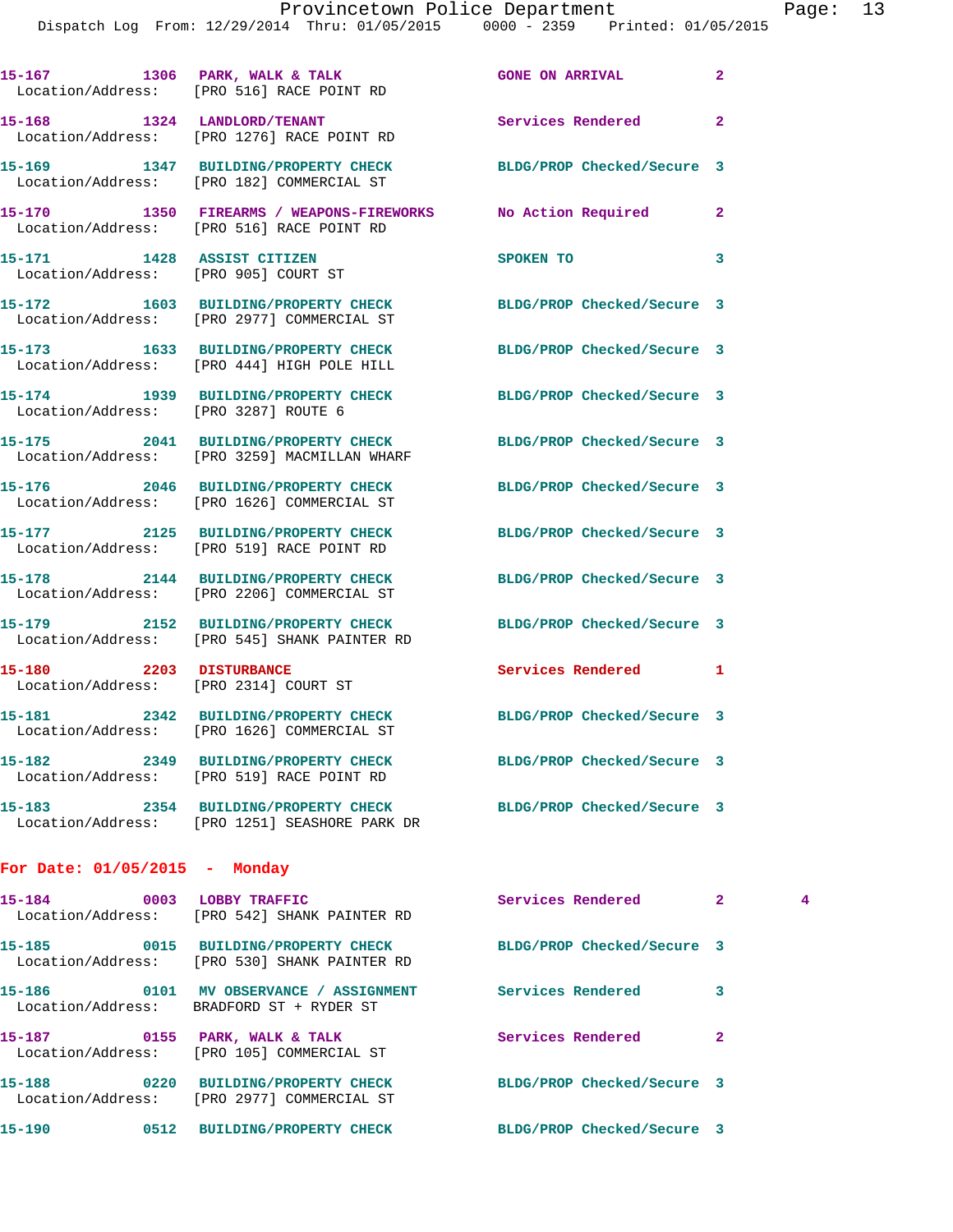15-167 1306 PARK, WALK & TALK GONE ON ARRIVAL 2
Location/Address: [PRO 516] RACE POINT RD

15-168 1324 LANDLORD/TENANT Services Rendered 2
Location/Address: [PRO 1276] RACE POINT RD

15-169 1347 BUILDING/PROPERTY CHECK BLDG/PROP Checked/Secure 3
Location/Address: [PRO 182] COMMERCIAL ST

15-170 1350 FIREARMS / WEAPONS-FIREWORKS No Action Required 2
Location/Address: [PRO 516] RACE POINT RD

15-171 1428 ASSIST CITIZEN SPOKEN TO 3
Location/Address: [PRO 905] COURT ST

15-172 1603 BUILDING/PROPERTY CHECK BLDG/PROP Checked/Secure 3
Location/Address: [PRO 2977] COMMERCIAL ST

15-173 1633 BUILDING/PROPERTY CHECK BLDG/PROP Checked/Secure 3
Location/Address: [PRO 444] HIGH POLE HILL

15-174 1939 BUILDING/PROPERTY CHECK BLDG/PROP Checked/Secure 3
Location/Address: [PRO 3287] ROUTE 6

15-175 2041 BUILDING/PROPERTY CHECK BLDG/PROP Checked/Secure 3
Location/Address: [PRO 3259] MACMILLAN WHARF

15-176 2046 BUILDING/PROPERTY CHECK BLDG/PROP Checked/Secure 3
Location/Address: [PRO 1626] COMMERCIAL ST

15-177 2125 BUILDING/PROPERTY CHECK BLDG/PROP Checked/Secure 3
Location/Address: [PRO 519] RACE POINT RD

15-178 2144 BUILDING/PROPERTY CHECK BLDG/PROP Checked/Secure 3
Location/Address: [PRO 2206] COMMERCIAL ST

15-179 2152 BUILDING/PROPERTY CHECK BLDG/PROP Checked/Secure 3
Location/Address: [PRO 545] SHANK PAINTER RD

15-180 2203 DISTURBANCE Services Rendered 1
Location/Address: [PRO 2314] COURT ST

15-181 2342 BUILDING/PROPERTY CHECK BLDG/PROP Checked/Secure 3
Location/Address: [PRO 1626] COMMERCIAL ST

15-182 2349 BUILDING/PROPERTY CHECK BLDG/PROP Checked/Secure 3
Location/Address: [PRO 519] RACE POINT RD

15-183 2354 BUILDING/PROPERTY CHECK BLDG/PROP Checked/Secure 3
Location/Address: [PRO 1251] SEASHORE PARK DR

## For Date: 01/05/2015 - Monday

15-184 0003 LOBBY TRAFFIC Services Rendered 2 4
Location/Address: [PRO 542] SHANK PAINTER RD

15-185 0015 BUILDING/PROPERTY CHECK BLDG/PROP Checked/Secure 3
Location/Address: [PRO 530] SHANK PAINTER RD

15-186 0101 MV OBSERVANCE / ASSIGNMENT Services Rendered 3
Location/Address: BRADFORD ST + RYDER ST

15-187 0155 PARK, WALK & TALK Services Rendered 2
Location/Address: [PRO 105] COMMERCIAL ST

15-188 0220 BUILDING/PROPERTY CHECK BLDG/PROP Checked/Secure 3
Location/Address: [PRO 2977] COMMERCIAL ST

15-190 0512 BUILDING/PROPERTY CHECK BLDG/PROP Checked/Secure 3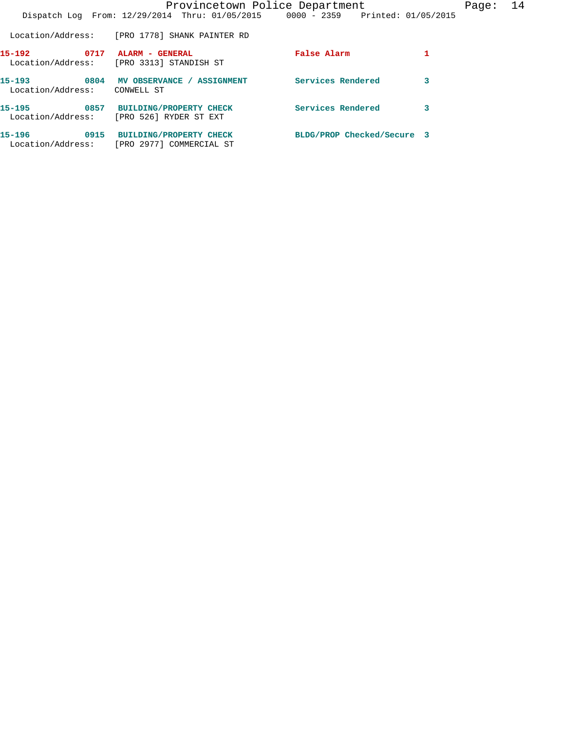Location/Address: [PRO 1778] SHANK PAINTER RD

**15-192** 0717 **ALARM - GENERAL** False Alarm 1
Location/Address: [PRO 3313] STANDISH ST

**15-193** 0804 **MV OBSERVANCE / ASSIGNMENT** Services Rendered 3
Location/Address: CONWELL ST

**15-195** 0857 **BUILDING/PROPERTY CHECK** Services Rendered 3
Location/Address: [PRO 526] RYDER ST EXT

**15-196** 0915 **BUILDING/PROPERTY CHECK** BLDG/PROP Checked/Secure 3
Location/Address: [PRO 2977] COMMERCIAL ST